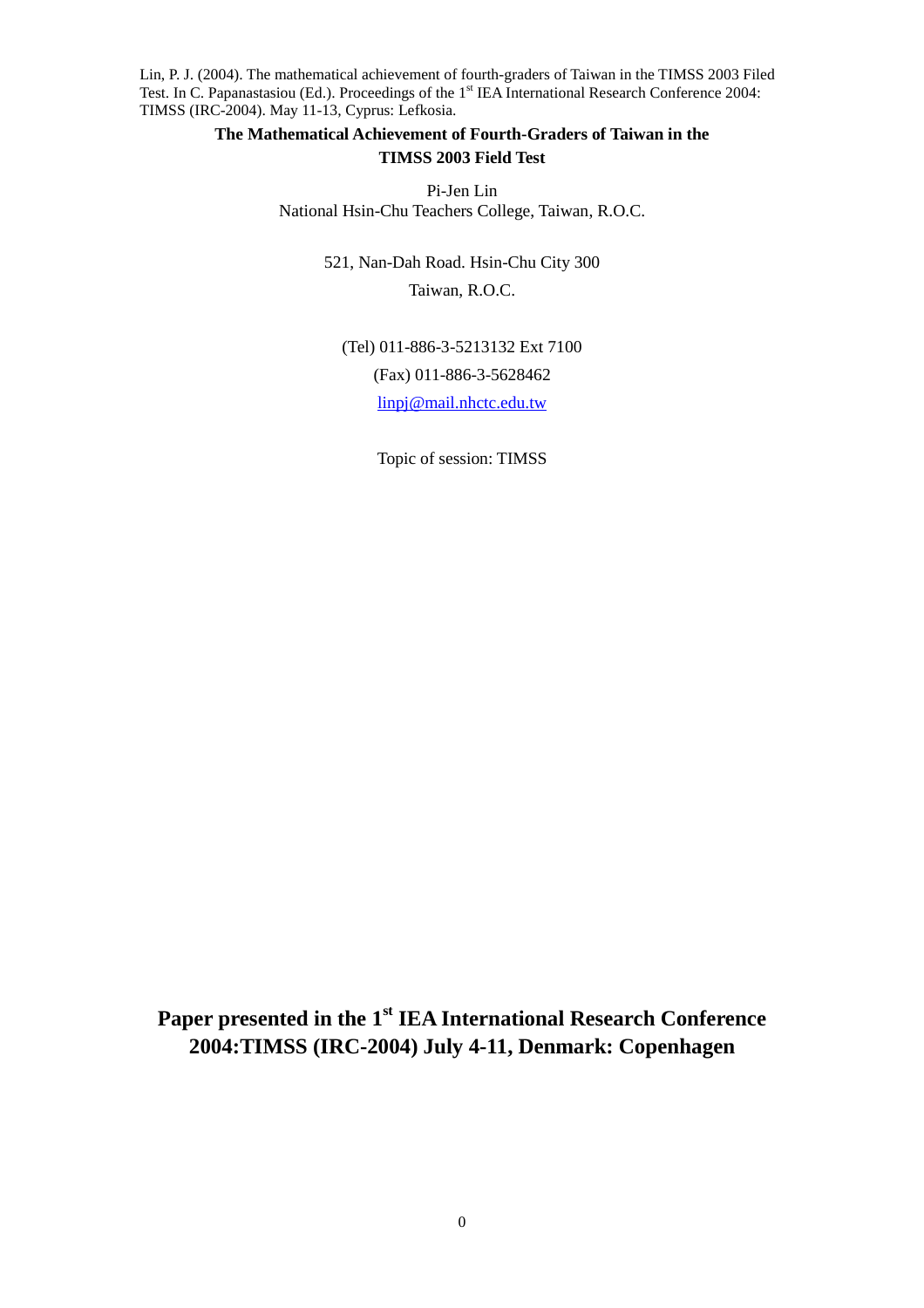Lin, P. J. (2004). The mathematical achievement of fourth-graders of Taiwan in the TIMSS 2003 Filed Test. In C. Papanastasiou (Ed.). Proceedings of the 1st IEA International Research Conference 2004: TIMSS (IRC-2004). May 11-13, Cyprus: Lefkosia.

# The Mathematical Achievement of Fourth-Graders of Taiwan in the TIMSS 2003 Field Test

Pi-Jen Lin

National Hsin-Chu Teachers College, Taiwan, R.O.C.

521, Nan-Dah Road. Hsin-Chu City 300

Taiwan, R.O.C.

(Tel) 011-886-3-5213132 Ext 7100

(Fax) 011-886-3-5628462

linpj@mail.nhctc.edu.tw

Topic of session: TIMSS

**Paper presented in the 1st IEA International Research Conference 2004:TIMSS (IRC-2004) July 4-11, Denmark: Copenhagen**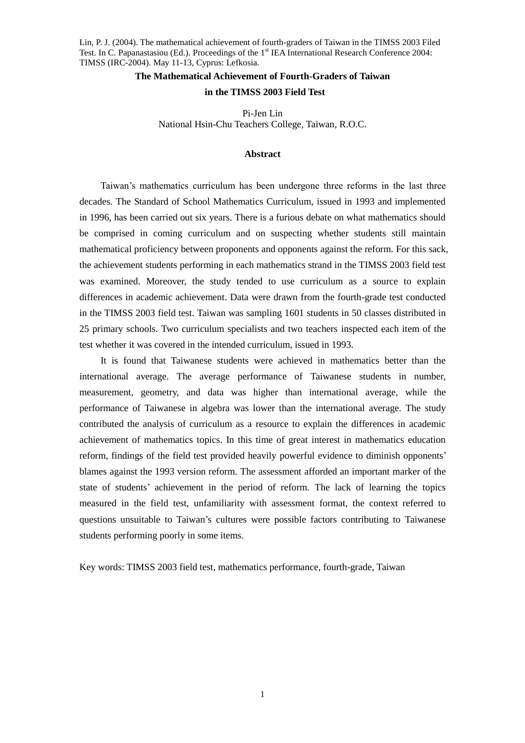Lin, P. J. (2004). The mathematical achievement of fourth-graders of Taiwan in the TIMSS 2003 Filed Test. In C. Papanastasiou (Ed.). Proceedings of the 1st IEA International Research Conference 2004: TIMSS (IRC-2004). May 11-13, Cyprus: Lefkosia.

# The Mathematical Achievement of Fourth-Graders of Taiwan in the TIMSS 2003 Field Test

Pi-Jen Lin
National Hsin-Chu Teachers College, Taiwan, R.O.C.

## Abstract

Taiwan's mathematics curriculum has been undergone three reforms in the last three decades. The Standard of School Mathematics Curriculum, issued in 1993 and implemented in 1996, has been carried out six years. There is a furious debate on what mathematics should be comprised in coming curriculum and on suspecting whether students still maintain mathematical proficiency between proponents and opponents against the reform. For this sack, the achievement students performing in each mathematics strand in the TIMSS 2003 field test was examined. Moreover, the study tended to use curriculum as a source to explain differences in academic achievement. Data were drawn from the fourth-grade test conducted in the TIMSS 2003 field test. Taiwan was sampling 1601 students in 50 classes distributed in 25 primary schools. Two curriculum specialists and two teachers inspected each item of the test whether it was covered in the intended curriculum, issued in 1993.

It is found that Taiwanese students were achieved in mathematics better than the international average. The average performance of Taiwanese students in number, measurement, geometry, and data was higher than international average, while the performance of Taiwanese in algebra was lower than the international average. The study contributed the analysis of curriculum as a resource to explain the differences in academic achievement of mathematics topics. In this time of great interest in mathematics education reform, findings of the field test provided heavily powerful evidence to diminish opponents' blames against the 1993 version reform. The assessment afforded an important marker of the state of students' achievement in the period of reform. The lack of learning the topics measured in the field test, unfamiliarity with assessment format, the context referred to questions unsuitable to Taiwan's cultures were possible factors contributing to Taiwanese students performing poorly in some items.

Key words: TIMSS 2003 field test, mathematics performance, fourth-grade, Taiwan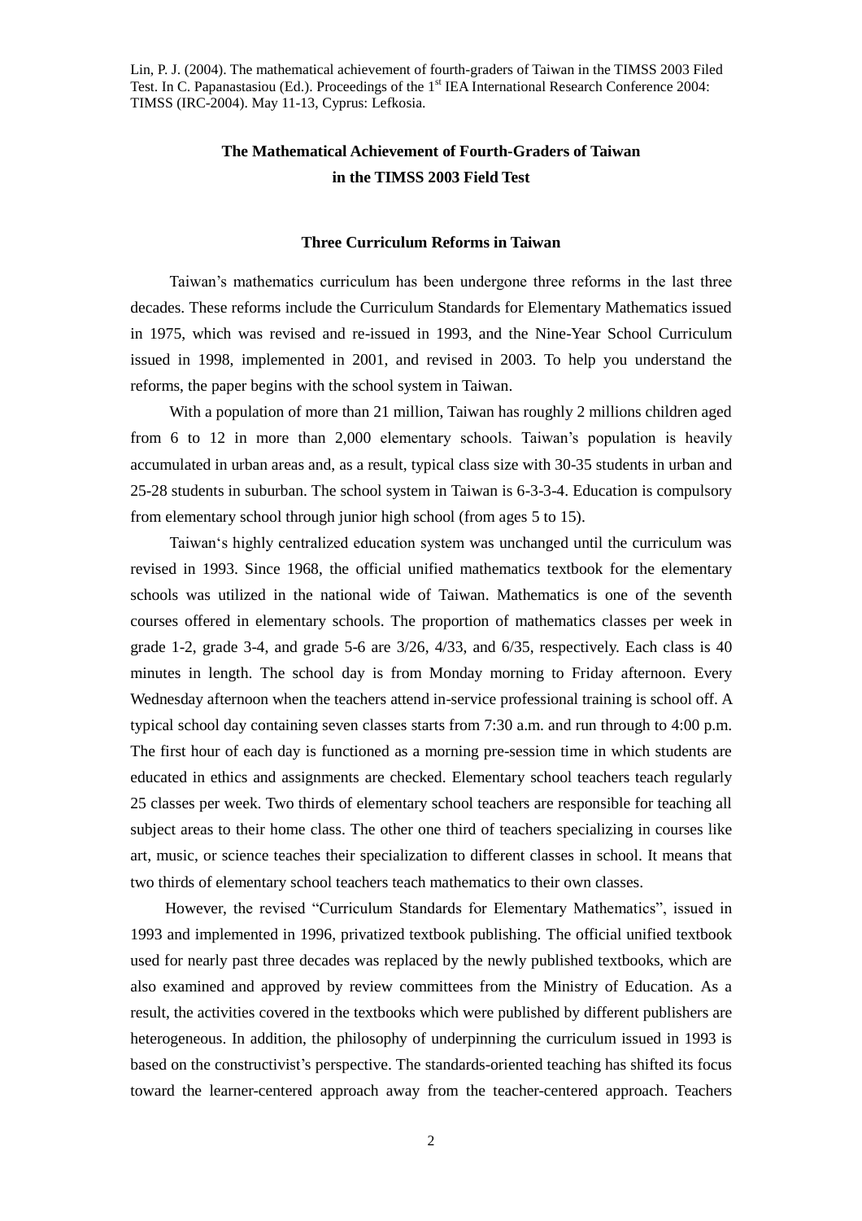Lin, P. J. (2004). The mathematical achievement of fourth-graders of Taiwan in the TIMSS 2003 Filed Test. In C. Papanastasiou (Ed.). Proceedings of the 1st IEA International Research Conference 2004: TIMSS (IRC-2004). May 11-13, Cyprus: Lefkosia.

# The Mathematical Achievement of Fourth-Graders of Taiwan in the TIMSS 2003 Field Test

## Three Curriculum Reforms in Taiwan

Taiwan's mathematics curriculum has been undergone three reforms in the last three decades. These reforms include the Curriculum Standards for Elementary Mathematics issued in 1975, which was revised and re-issued in 1993, and the Nine-Year School Curriculum issued in 1998, implemented in 2001, and revised in 2003. To help you understand the reforms, the paper begins with the school system in Taiwan.

With a population of more than 21 million, Taiwan has roughly 2 millions children aged from 6 to 12 in more than 2,000 elementary schools. Taiwan's population is heavily accumulated in urban areas and, as a result, typical class size with 30-35 students in urban and 25-28 students in suburban. The school system in Taiwan is 6-3-3-4. Education is compulsory from elementary school through junior high school (from ages 5 to 15).

Taiwan's highly centralized education system was unchanged until the curriculum was revised in 1993. Since 1968, the official unified mathematics textbook for the elementary schools was utilized in the national wide of Taiwan. Mathematics is one of the seventh courses offered in elementary schools. The proportion of mathematics classes per week in grade 1-2, grade 3-4, and grade 5-6 are 3/26, 4/33, and 6/35, respectively. Each class is 40 minutes in length. The school day is from Monday morning to Friday afternoon. Every Wednesday afternoon when the teachers attend in-service professional training is school off. A typical school day containing seven classes starts from 7:30 a.m. and run through to 4:00 p.m. The first hour of each day is functioned as a morning pre-session time in which students are educated in ethics and assignments are checked. Elementary school teachers teach regularly 25 classes per week. Two thirds of elementary school teachers are responsible for teaching all subject areas to their home class. The other one third of teachers specializing in courses like art, music, or science teaches their specialization to different classes in school. It means that two thirds of elementary school teachers teach mathematics to their own classes.

However, the revised "Curriculum Standards for Elementary Mathematics", issued in 1993 and implemented in 1996, privatized textbook publishing. The official unified textbook used for nearly past three decades was replaced by the newly published textbooks, which are also examined and approved by review committees from the Ministry of Education. As a result, the activities covered in the textbooks which were published by different publishers are heterogeneous. In addition, the philosophy of underpinning the curriculum issued in 1993 is based on the constructivist's perspective. The standards-oriented teaching has shifted its focus toward the learner-centered approach away from the teacher-centered approach. Teachers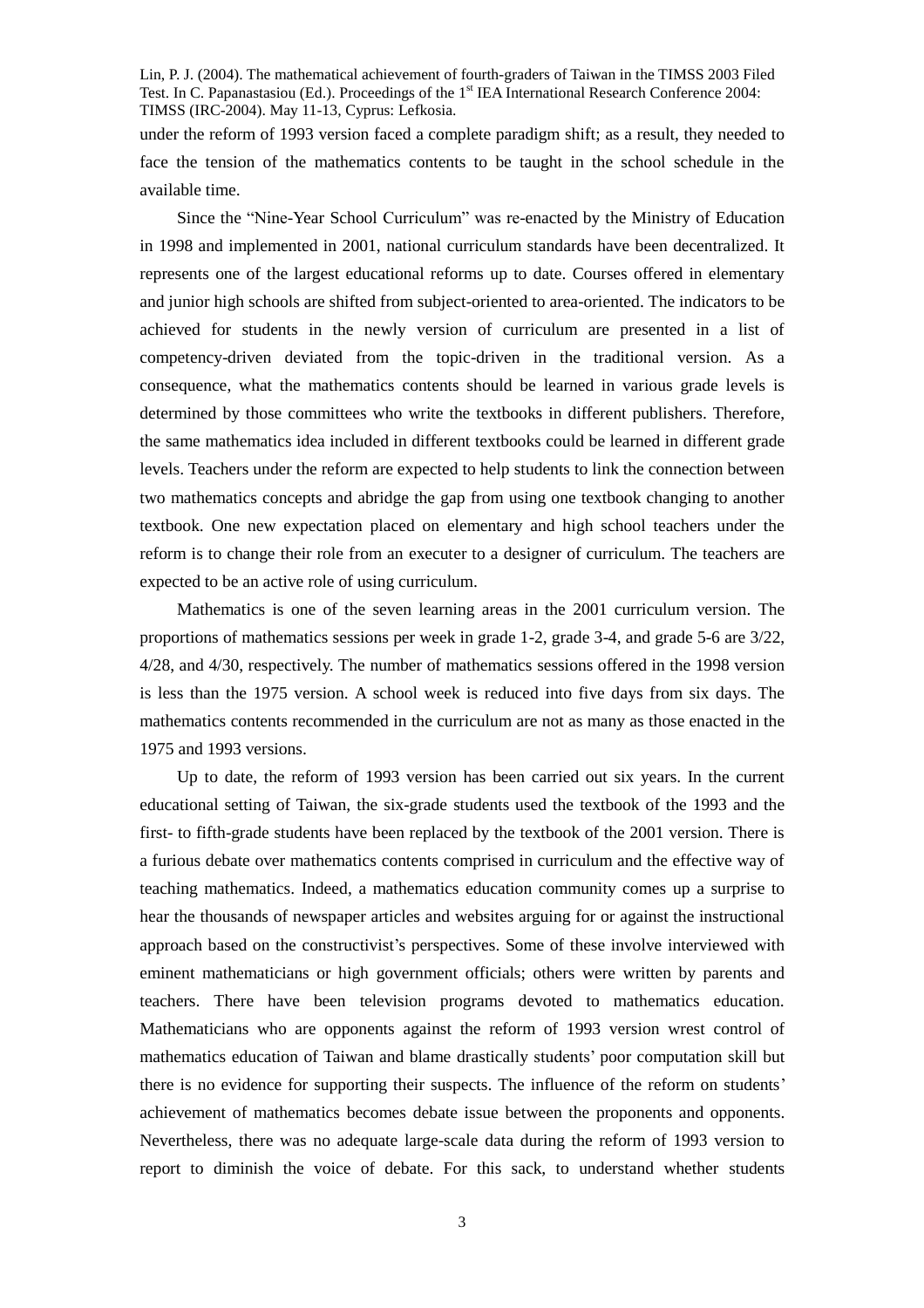under the reform of 1993 version faced a complete paradigm shift; as a result, they needed to face the tension of the mathematics contents to be taught in the school schedule in the available time.

Since the "Nine-Year School Curriculum" was re-enacted by the Ministry of Education in 1998 and implemented in 2001, national curriculum standards have been decentralized. It represents one of the largest educational reforms up to date. Courses offered in elementary and junior high schools are shifted from subject-oriented to area-oriented. The indicators to be achieved for students in the newly version of curriculum are presented in a list of competency-driven deviated from the topic-driven in the traditional version. As a consequence, what the mathematics contents should be learned in various grade levels is determined by those committees who write the textbooks in different publishers. Therefore, the same mathematics idea included in different textbooks could be learned in different grade levels. Teachers under the reform are expected to help students to link the connection between two mathematics concepts and abridge the gap from using one textbook changing to another textbook. One new expectation placed on elementary and high school teachers under the reform is to change their role from an executer to a designer of curriculum. The teachers are expected to be an active role of using curriculum.

Mathematics is one of the seven learning areas in the 2001 curriculum version. The proportions of mathematics sessions per week in grade 1-2, grade 3-4, and grade 5-6 are 3/22, 4/28, and 4/30, respectively. The number of mathematics sessions offered in the 1998 version is less than the 1975 version. A school week is reduced into five days from six days. The mathematics contents recommended in the curriculum are not as many as those enacted in the 1975 and 1993 versions.

Up to date, the reform of 1993 version has been carried out six years. In the current educational setting of Taiwan, the six-grade students used the textbook of the 1993 and the first- to fifth-grade students have been replaced by the textbook of the 2001 version. There is a furious debate over mathematics contents comprised in curriculum and the effective way of teaching mathematics. Indeed, a mathematics education community comes up a surprise to hear the thousands of newspaper articles and websites arguing for or against the instructional approach based on the constructivist's perspectives. Some of these involve interviewed with eminent mathematicians or high government officials; others were written by parents and teachers. There have been television programs devoted to mathematics education. Mathematicians who are opponents against the reform of 1993 version wrest control of mathematics education of Taiwan and blame drastically students' poor computation skill but there is no evidence for supporting their suspects. The influence of the reform on students' achievement of mathematics becomes debate issue between the proponents and opponents. Nevertheless, there was no adequate large-scale data during the reform of 1993 version to report to diminish the voice of debate. For this sack, to understand whether students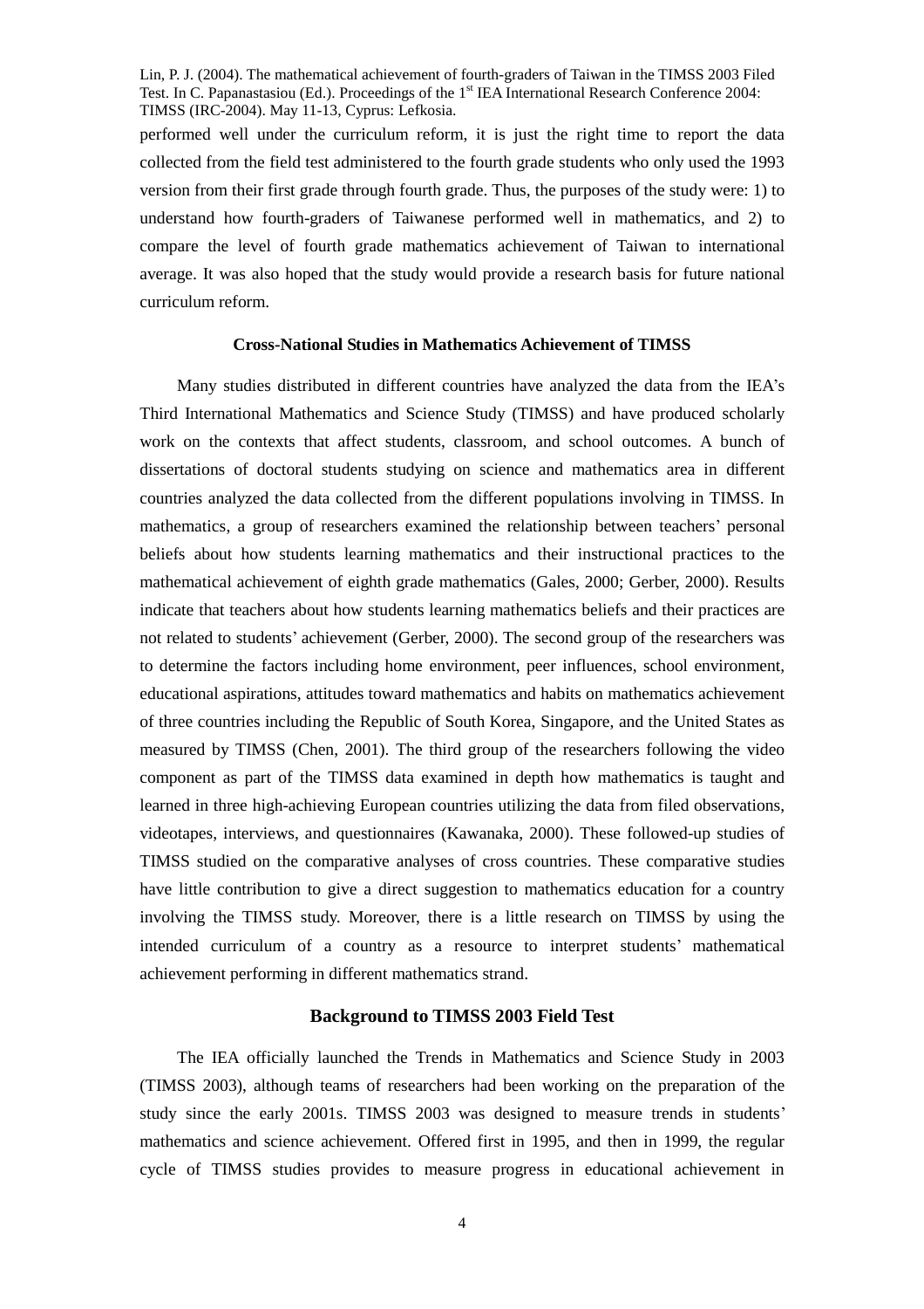performed well under the curriculum reform, it is just the right time to report the data collected from the field test administered to the fourth grade students who only used the 1993 version from their first grade through fourth grade. Thus, the purposes of the study were: 1) to understand how fourth-graders of Taiwanese performed well in mathematics, and 2) to compare the level of fourth grade mathematics achievement of Taiwan to international average. It was also hoped that the study would provide a research basis for future national curriculum reform.

### Cross-National Studies in Mathematics Achievement of TIMSS

Many studies distributed in different countries have analyzed the data from the IEA's Third International Mathematics and Science Study (TIMSS) and have produced scholarly work on the contexts that affect students, classroom, and school outcomes. A bunch of dissertations of doctoral students studying on science and mathematics area in different countries analyzed the data collected from the different populations involving in TIMSS. In mathematics, a group of researchers examined the relationship between teachers' personal beliefs about how students learning mathematics and their instructional practices to the mathematical achievement of eighth grade mathematics (Gales, 2000; Gerber, 2000). Results indicate that teachers about how students learning mathematics beliefs and their practices are not related to students' achievement (Gerber, 2000). The second group of the researchers was to determine the factors including home environment, peer influences, school environment, educational aspirations, attitudes toward mathematics and habits on mathematics achievement of three countries including the Republic of South Korea, Singapore, and the United States as measured by TIMSS (Chen, 2001). The third group of the researchers following the video component as part of the TIMSS data examined in depth how mathematics is taught and learned in three high-achieving European countries utilizing the data from filed observations, videotapes, interviews, and questionnaires (Kawanaka, 2000). These followed-up studies of TIMSS studied on the comparative analyses of cross countries. These comparative studies have little contribution to give a direct suggestion to mathematics education for a country involving the TIMSS study. Moreover, there is a little research on TIMSS by using the intended curriculum of a country as a resource to interpret students' mathematical achievement performing in different mathematics strand.

### Background to TIMSS 2003 Field Test

The IEA officially launched the Trends in Mathematics and Science Study in 2003 (TIMSS 2003), although teams of researchers had been working on the preparation of the study since the early 2001s. TIMSS 2003 was designed to measure trends in students' mathematics and science achievement. Offered first in 1995, and then in 1999, the regular cycle of TIMSS studies provides to measure progress in educational achievement in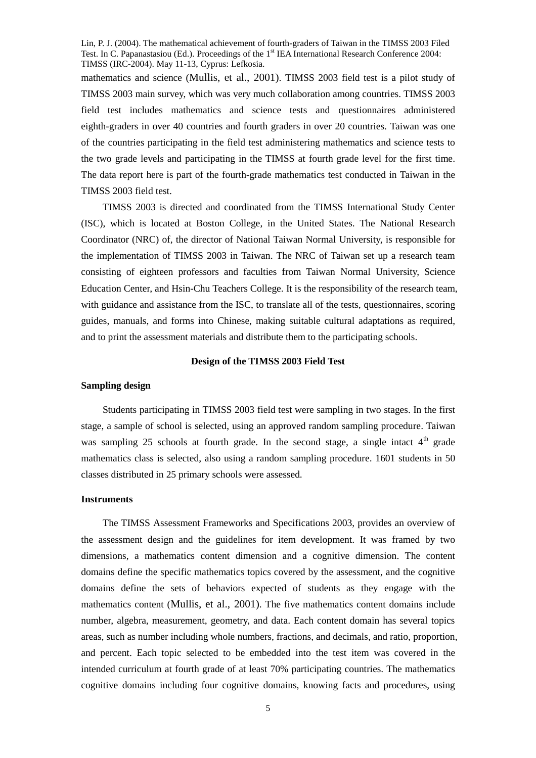mathematics and science (Mullis, et al., 2001). TIMSS 2003 field test is a pilot study of TIMSS 2003 main survey, which was very much collaboration among countries. TIMSS 2003 field test includes mathematics and science tests and questionnaires administered eighth-graders in over 40 countries and fourth graders in over 20 countries. Taiwan was one of the countries participating in the field test administering mathematics and science tests to the two grade levels and participating in the TIMSS at fourth grade level for the first time. The data report here is part of the fourth-grade mathematics test conducted in Taiwan in the TIMSS 2003 field test.

TIMSS 2003 is directed and coordinated from the TIMSS International Study Center (ISC), which is located at Boston College, in the United States. The National Research Coordinator (NRC) of, the director of National Taiwan Normal University, is responsible for the implementation of TIMSS 2003 in Taiwan. The NRC of Taiwan set up a research team consisting of eighteen professors and faculties from Taiwan Normal University, Science Education Center, and Hsin-Chu Teachers College. It is the responsibility of the research team, with guidance and assistance from the ISC, to translate all of the tests, questionnaires, scoring guides, manuals, and forms into Chinese, making suitable cultural adaptations as required, and to print the assessment materials and distribute them to the participating schools.

## Design of the TIMSS 2003 Field Test

### Sampling design

Students participating in TIMSS 2003 field test were sampling in two stages. In the first stage, a sample of school is selected, using an approved random sampling procedure. Taiwan was sampling 25 schools at fourth grade. In the second stage, a single intact 4th grade mathematics class is selected, also using a random sampling procedure. 1601 students in 50 classes distributed in 25 primary schools were assessed.

### Instruments

The TIMSS Assessment Frameworks and Specifications 2003, provides an overview of the assessment design and the guidelines for item development. It was framed by two dimensions, a mathematics content dimension and a cognitive dimension. The content domains define the specific mathematics topics covered by the assessment, and the cognitive domains define the sets of behaviors expected of students as they engage with the mathematics content (Mullis, et al., 2001). The five mathematics content domains include number, algebra, measurement, geometry, and data. Each content domain has several topics areas, such as number including whole numbers, fractions, and decimals, and ratio, proportion, and percent. Each topic selected to be embedded into the test item was covered in the intended curriculum at fourth grade of at least 70% participating countries. The mathematics cognitive domains including four cognitive domains, knowing facts and procedures, using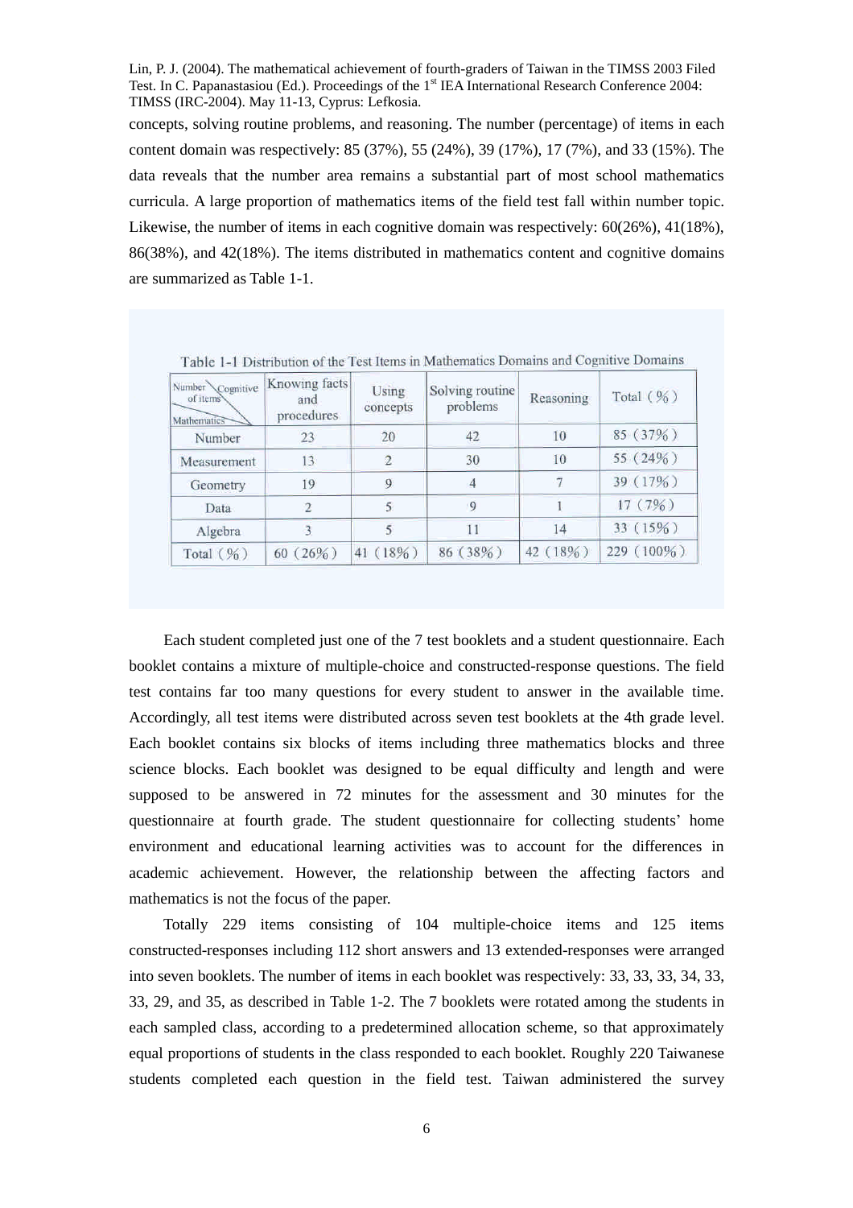concepts, solving routine problems, and reasoning. The number (percentage) of items in each content domain was respectively: 85 (37%), 55 (24%), 39 (17%), 17 (7%), and 33 (15%). The data reveals that the number area remains a substantial part of most school mathematics curricula. A large proportion of mathematics items of the field test fall within number topic. Likewise, the number of items in each cognitive domain was respectively: 60(26%), 41(18%), 86(38%), and 42(18%). The items distributed in mathematics content and cognitive domains are summarized as Table 1-1.

Table 1-1 Distribution of the Test Items in Mathematics Domains and Cognitive Domains

| Number of items / Mathematics \ Cognitive | Knowing facts and procedures | Using concepts | Solving routine problems | Reasoning | Total (%) |
|---|---|---|---|---|---|
| Number | 23 | 20 | 42 | 10 | 85 (37%) |
| Measurement | 13 | 2 | 30 | 10 | 55 (24%) |
| Geometry | 19 | 9 | 4 | 7 | 39 (17%) |
| Data | 2 | 5 | 9 | 1 | 17 (7%) |
| Algebra | 3 | 5 | 11 | 14 | 33 (15%) |
| Total (%) | 60 (26%) | 41 (18%) | 86 (38%) | 42 (18%) | 229 (100%) |

Each student completed just one of the 7 test booklets and a student questionnaire. Each booklet contains a mixture of multiple-choice and constructed-response questions. The field test contains far too many questions for every student to answer in the available time. Accordingly, all test items were distributed across seven test booklets at the 4th grade level. Each booklet contains six blocks of items including three mathematics blocks and three science blocks. Each booklet was designed to be equal difficulty and length and were supposed to be answered in 72 minutes for the assessment and 30 minutes for the questionnaire at fourth grade. The student questionnaire for collecting students' home environment and educational learning activities was to account for the differences in academic achievement. However, the relationship between the affecting factors and mathematics is not the focus of the paper.

Totally 229 items consisting of 104 multiple-choice items and 125 items constructed-responses including 112 short answers and 13 extended-responses were arranged into seven booklets. The number of items in each booklet was respectively: 33, 33, 33, 34, 33, 33, 29, and 35, as described in Table 1-2. The 7 booklets were rotated among the students in each sampled class, according to a predetermined allocation scheme, so that approximately equal proportions of students in the class responded to each booklet. Roughly 220 Taiwanese students completed each question in the field test. Taiwan administered the survey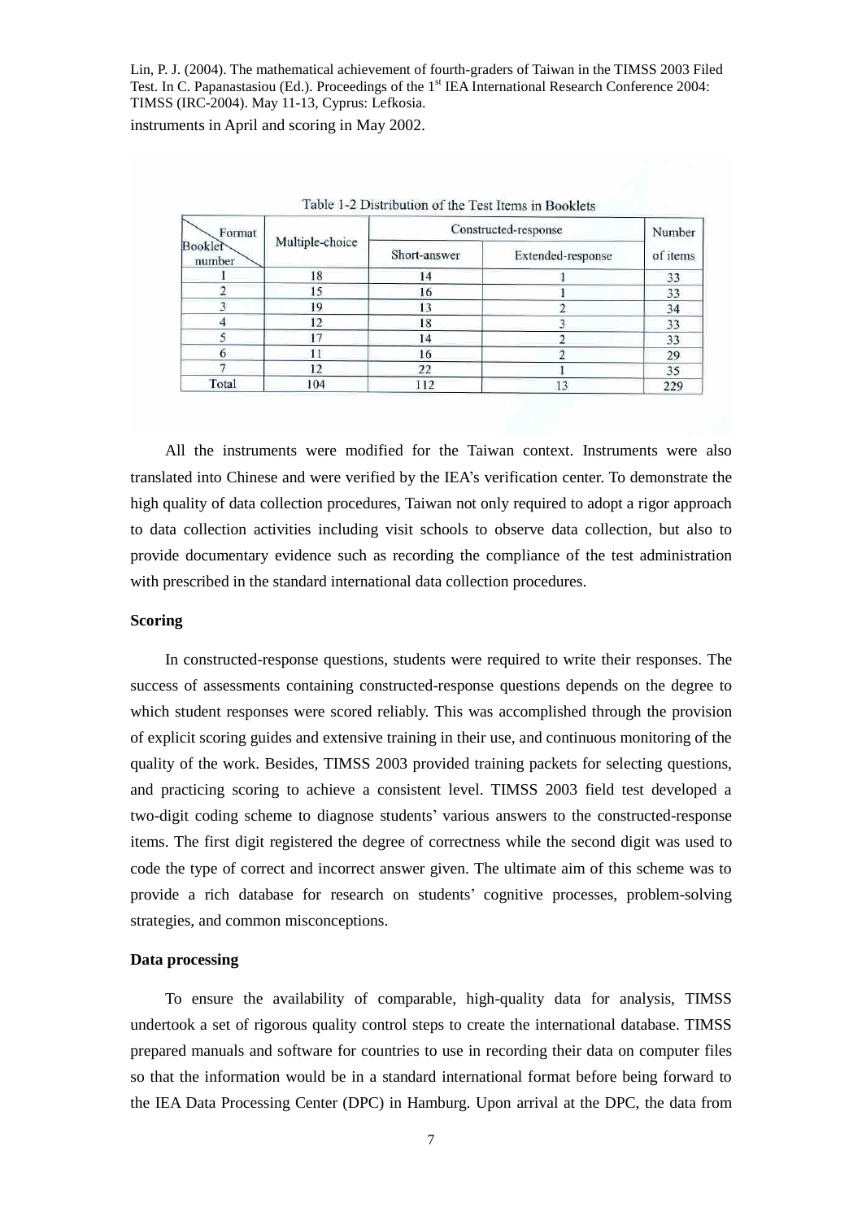instruments in April and scoring in May 2002.

Table 1-2 Distribution of the Test Items in Booklets

| Booklet number \ Format | Multiple-choice | Constructed-response | | Number of items |
|---|---|---|---|---|
| | | Short-answer | Extended-response | |
| 1 | 18 | 14 | 1 | 33 |
| 2 | 15 | 16 | 1 | 33 |
| 3 | 19 | 13 | 2 | 34 |
| 4 | 12 | 18 | 3 | 33 |
| 5 | 17 | 14 | 2 | 33 |
| 6 | 11 | 16 | 2 | 29 |
| 7 | 12 | 22 | 1 | 35 |
| Total | 104 | 112 | 13 | 229 |

All the instruments were modified for the Taiwan context. Instruments were also translated into Chinese and were verified by the IEA's verification center. To demonstrate the high quality of data collection procedures, Taiwan not only required to adopt a rigor approach to data collection activities including visit schools to observe data collection, but also to provide documentary evidence such as recording the compliance of the test administration with prescribed in the standard international data collection procedures.

**Scoring**

In constructed-response questions, students were required to write their responses. The success of assessments containing constructed-response questions depends on the degree to which student responses were scored reliably. This was accomplished through the provision of explicit scoring guides and extensive training in their use, and continuous monitoring of the quality of the work. Besides, TIMSS 2003 provided training packets for selecting questions, and practicing scoring to achieve a consistent level. TIMSS 2003 field test developed a two-digit coding scheme to diagnose students' various answers to the constructed-response items. The first digit registered the degree of correctness while the second digit was used to code the type of correct and incorrect answer given. The ultimate aim of this scheme was to provide a rich database for research on students' cognitive processes, problem-solving strategies, and common misconceptions.

**Data processing**

To ensure the availability of comparable, high-quality data for analysis, TIMSS undertook a set of rigorous quality control steps to create the international database. TIMSS prepared manuals and software for countries to use in recording their data on computer files so that the information would be in a standard international format before being forward to the IEA Data Processing Center (DPC) in Hamburg. Upon arrival at the DPC, the data from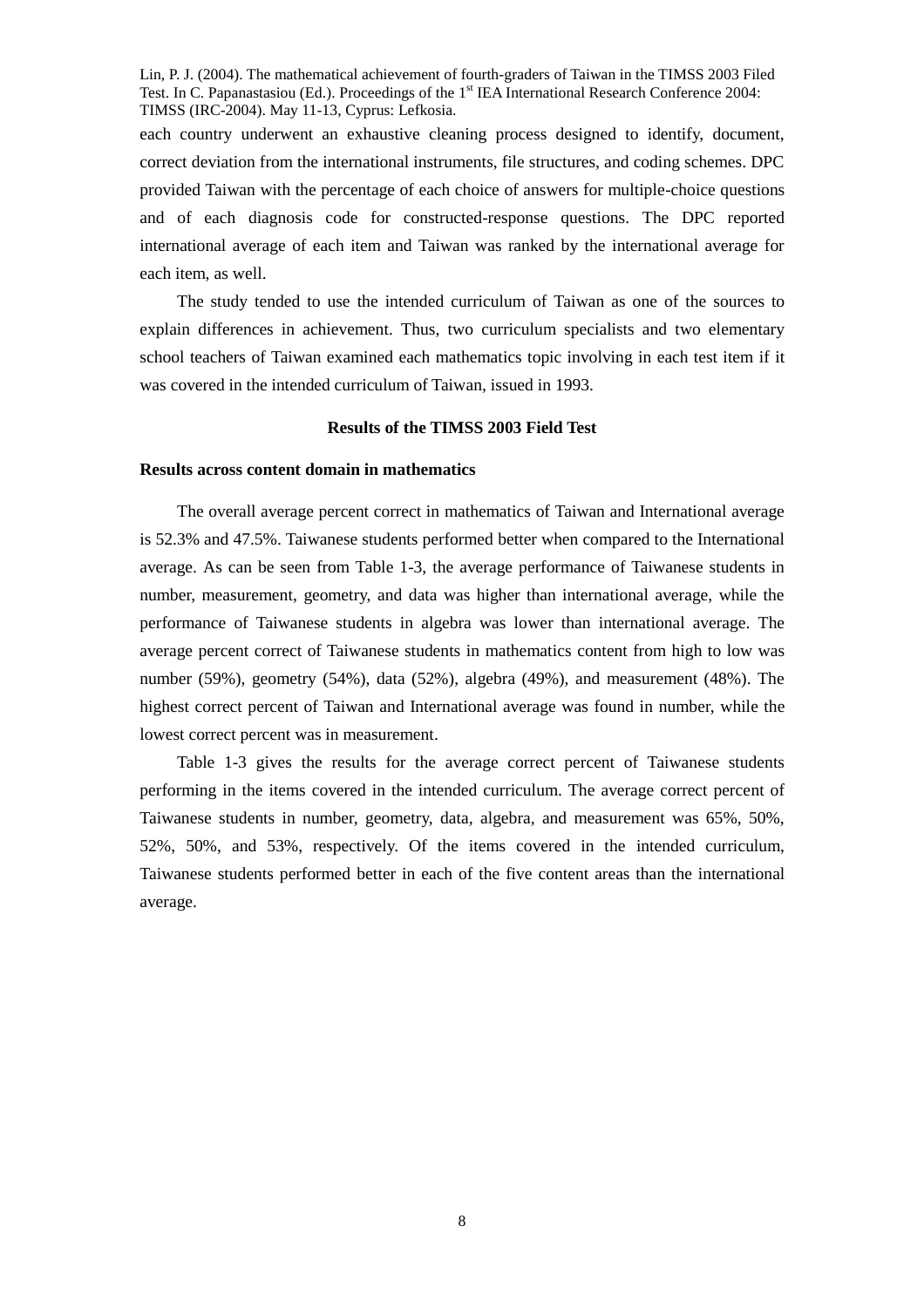each country underwent an exhaustive cleaning process designed to identify, document, correct deviation from the international instruments, file structures, and coding schemes. DPC provided Taiwan with the percentage of each choice of answers for multiple-choice questions and of each diagnosis code for constructed-response questions. The DPC reported international average of each item and Taiwan was ranked by the international average for each item, as well.

The study tended to use the intended curriculum of Taiwan as one of the sources to explain differences in achievement. Thus, two curriculum specialists and two elementary school teachers of Taiwan examined each mathematics topic involving in each test item if it was covered in the intended curriculum of Taiwan, issued in 1993.

## Results of the TIMSS 2003 Field Test

### Results across content domain in mathematics

The overall average percent correct in mathematics of Taiwan and International average is 52.3% and 47.5%. Taiwanese students performed better when compared to the International average. As can be seen from Table 1-3, the average performance of Taiwanese students in number, measurement, geometry, and data was higher than international average, while the performance of Taiwanese students in algebra was lower than international average. The average percent correct of Taiwanese students in mathematics content from high to low was number (59%), geometry (54%), data (52%), algebra (49%), and measurement (48%). The highest correct percent of Taiwan and International average was found in number, while the lowest correct percent was in measurement.

Table 1-3 gives the results for the average correct percent of Taiwanese students performing in the items covered in the intended curriculum. The average correct percent of Taiwanese students in number, geometry, data, algebra, and measurement was 65%, 50%, 52%, 50%, and 53%, respectively. Of the items covered in the intended curriculum, Taiwanese students performed better in each of the five content areas than the international average.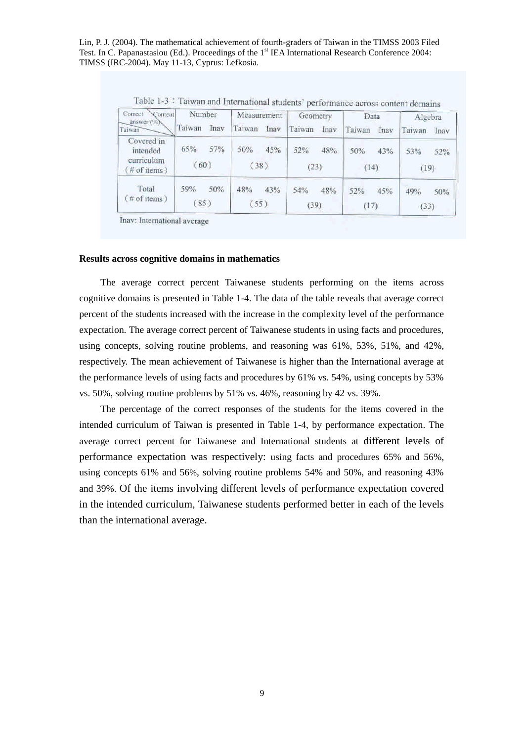Table 1-3：Taiwan and International students' performance across content domains

| Correct answer (%) Taiwan \ Content | Number | | Measurement | | Geometry | | Data | | Algebra | |
|---|---|---|---|---|---|---|---|---|---|---|
| | Taiwan | Inav | Taiwan | Inav | Taiwan | Inav | Taiwan | Inav | Taiwan | Inav |
| Covered in intended curriculum (# of items) | 65% | 57% | 50% | 45% | 52% | 48% | 50% | 43% | 53% | 52% |
| | (60) | | (38) | | (23) | | (14) | | (19) | |
| Total (# of items) | 59% | 50% | 48% | 43% | 54% | 48% | 52% | 45% | 49% | 50% |
| | (85) | | (55) | | (39) | | (17) | | (33) | |

Inav: International average

**Results across cognitive domains in mathematics**

The average correct percent Taiwanese students performing on the items across cognitive domains is presented in Table 1-4. The data of the table reveals that average correct percent of the students increased with the increase in the complexity level of the performance expectation. The average correct percent of Taiwanese students in using facts and procedures, using concepts, solving routine problems, and reasoning was 61%, 53%, 51%, and 42%, respectively. The mean achievement of Taiwanese is higher than the International average at the performance levels of using facts and procedures by 61% vs. 54%, using concepts by 53% vs. 50%, solving routine problems by 51% vs. 46%, reasoning by 42 vs. 39%.

The percentage of the correct responses of the students for the items covered in the intended curriculum of Taiwan is presented in Table 1-4, by performance expectation. The average correct percent for Taiwanese and International students at different levels of performance expectation was respectively: using facts and procedures 65% and 56%, using concepts 61% and 56%, solving routine problems 54% and 50%, and reasoning 43% and 39%. Of the items involving different levels of performance expectation covered in the intended curriculum, Taiwanese students performed better in each of the levels than the international average.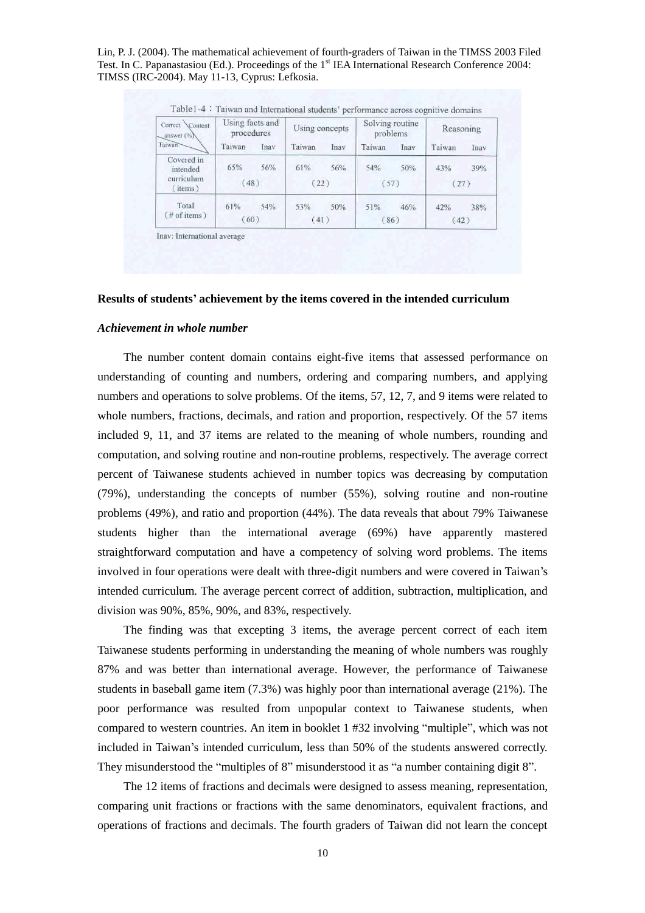Table1-4：Taiwan and International students' performance across cognitive domains

| Correct answer (%) / Content / Taiwan | Using facts and procedures | | Using concepts | | Solving routine problems | | Reasoning | |
|---|---|---|---|---|---|---|---|---|
| | Taiwan | Inav | Taiwan | Inav | Taiwan | Inav | Taiwan | Inav |
| Covered in intended curriculum (items) | 65% | 56% | 61% | 56% | 54% | 50% | 43% | 39% |
| | (48) | | (22) | | (57) | | (27) | |
| Total (# of items) | 61% | 54% | 53% | 50% | 51% | 46% | 42% | 38% |
| | (60) | | (41) | | (86) | | (42) | |

Inav: International average

**Results of students' achievement by the items covered in the intended curriculum**

***Achievement in whole number***

The number content domain contains eight-five items that assessed performance on understanding of counting and numbers, ordering and comparing numbers, and applying numbers and operations to solve problems. Of the items, 57, 12, 7, and 9 items were related to whole numbers, fractions, decimals, and ration and proportion, respectively. Of the 57 items included 9, 11, and 37 items are related to the meaning of whole numbers, rounding and computation, and solving routine and non-routine problems, respectively. The average correct percent of Taiwanese students achieved in number topics was decreasing by computation (79%), understanding the concepts of number (55%), solving routine and non-routine problems (49%), and ratio and proportion (44%). The data reveals that about 79% Taiwanese students higher than the international average (69%) have apparently mastered straightforward computation and have a competency of solving word problems. The items involved in four operations were dealt with three-digit numbers and were covered in Taiwan's intended curriculum. The average percent correct of addition, subtraction, multiplication, and division was 90%, 85%, 90%, and 83%, respectively.

The finding was that excepting 3 items, the average percent correct of each item Taiwanese students performing in understanding the meaning of whole numbers was roughly 87% and was better than international average. However, the performance of Taiwanese students in baseball game item (7.3%) was highly poor than international average (21%). The poor performance was resulted from unpopular context to Taiwanese students, when compared to western countries. An item in booklet 1 #32 involving "multiple", which was not included in Taiwan's intended curriculum, less than 50% of the students answered correctly. They misunderstood the "multiples of 8" misunderstood it as "a number containing digit 8".

The 12 items of fractions and decimals were designed to assess meaning, representation, comparing unit fractions or fractions with the same denominators, equivalent fractions, and operations of fractions and decimals. The fourth graders of Taiwan did not learn the concept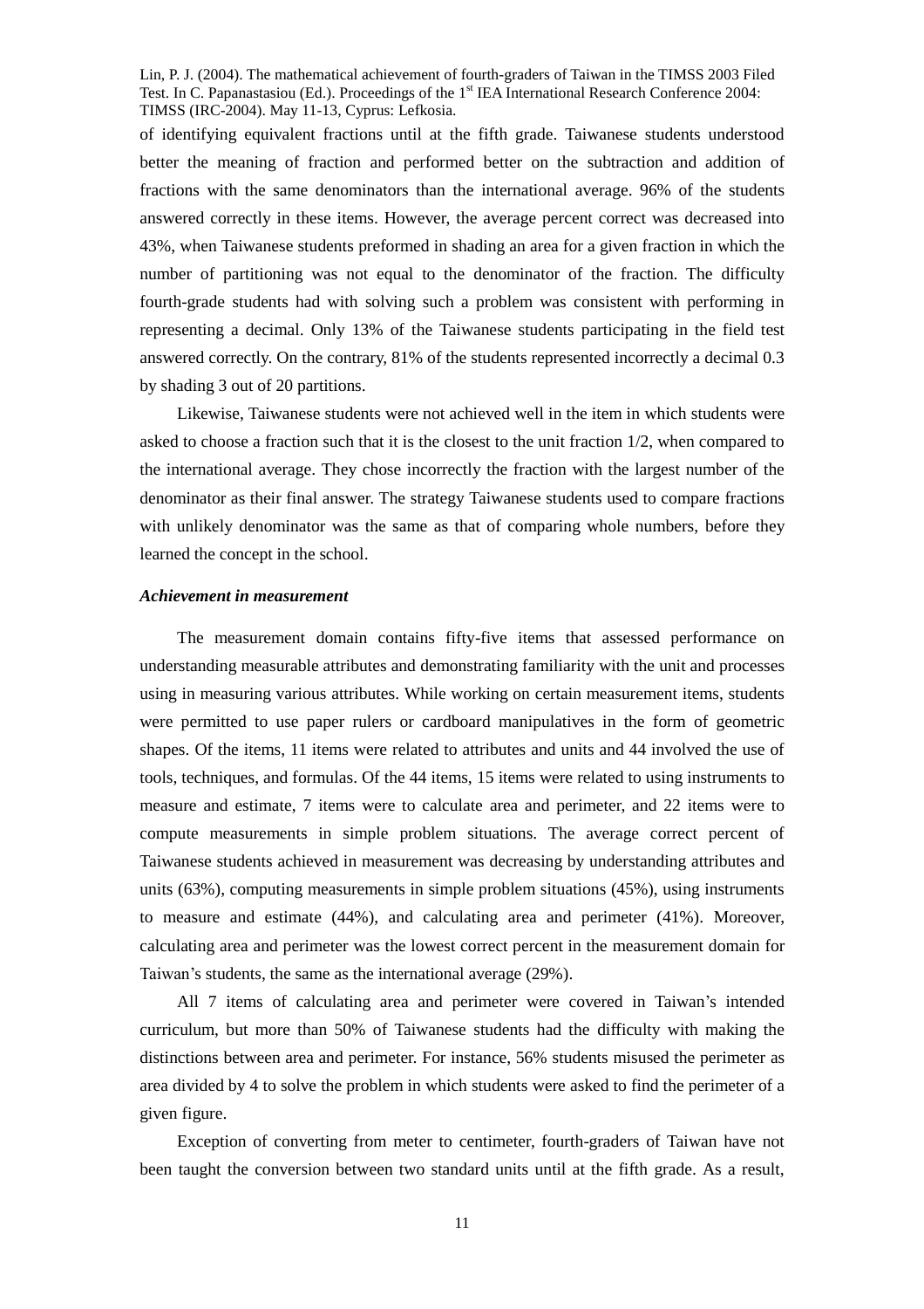of identifying equivalent fractions until at the fifth grade. Taiwanese students understood better the meaning of fraction and performed better on the subtraction and addition of fractions with the same denominators than the international average. 96% of the students answered correctly in these items. However, the average percent correct was decreased into 43%, when Taiwanese students preformed in shading an area for a given fraction in which the number of partitioning was not equal to the denominator of the fraction. The difficulty fourth-grade students had with solving such a problem was consistent with performing in representing a decimal. Only 13% of the Taiwanese students participating in the field test answered correctly. On the contrary, 81% of the students represented incorrectly a decimal 0.3 by shading 3 out of 20 partitions.

Likewise, Taiwanese students were not achieved well in the item in which students were asked to choose a fraction such that it is the closest to the unit fraction 1/2, when compared to the international average. They chose incorrectly the fraction with the largest number of the denominator as their final answer. The strategy Taiwanese students used to compare fractions with unlikely denominator was the same as that of comparing whole numbers, before they learned the concept in the school.

***Achievement in measurement***

The measurement domain contains fifty-five items that assessed performance on understanding measurable attributes and demonstrating familiarity with the unit and processes using in measuring various attributes. While working on certain measurement items, students were permitted to use paper rulers or cardboard manipulatives in the form of geometric shapes. Of the items, 11 items were related to attributes and units and 44 involved the use of tools, techniques, and formulas. Of the 44 items, 15 items were related to using instruments to measure and estimate, 7 items were to calculate area and perimeter, and 22 items were to compute measurements in simple problem situations. The average correct percent of Taiwanese students achieved in measurement was decreasing by understanding attributes and units (63%), computing measurements in simple problem situations (45%), using instruments to measure and estimate (44%), and calculating area and perimeter (41%). Moreover, calculating area and perimeter was the lowest correct percent in the measurement domain for Taiwan's students, the same as the international average (29%).

All 7 items of calculating area and perimeter were covered in Taiwan's intended curriculum, but more than 50% of Taiwanese students had the difficulty with making the distinctions between area and perimeter. For instance, 56% students misused the perimeter as area divided by 4 to solve the problem in which students were asked to find the perimeter of a given figure.

Exception of converting from meter to centimeter, fourth-graders of Taiwan have not been taught the conversion between two standard units until at the fifth grade. As a result,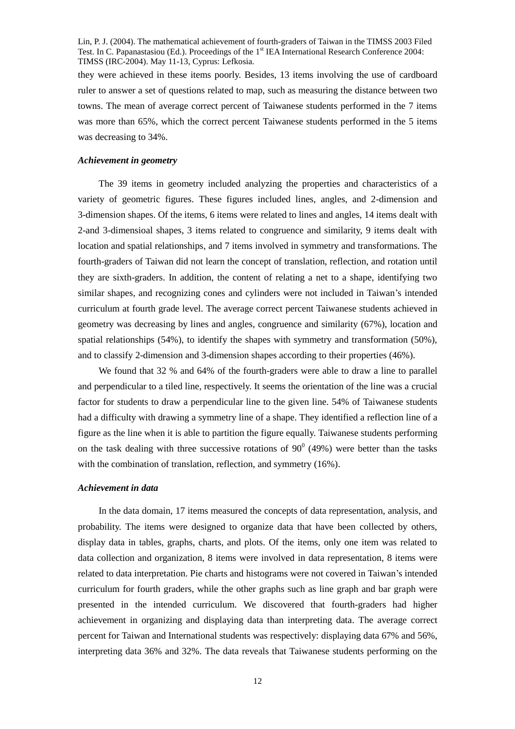they were achieved in these items poorly. Besides, 13 items involving the use of cardboard ruler to answer a set of questions related to map, such as measuring the distance between two towns. The mean of average correct percent of Taiwanese students performed in the 7 items was more than 65%, which the correct percent Taiwanese students performed in the 5 items was decreasing to 34%.

### *Achievement in geometry*

The 39 items in geometry included analyzing the properties and characteristics of a variety of geometric figures. These figures included lines, angles, and 2-dimension and 3-dimension shapes. Of the items, 6 items were related to lines and angles, 14 items dealt with 2-and 3-dimensioal shapes, 3 items related to congruence and similarity, 9 items dealt with location and spatial relationships, and 7 items involved in symmetry and transformations. The fourth-graders of Taiwan did not learn the concept of translation, reflection, and rotation until they are sixth-graders. In addition, the content of relating a net to a shape, identifying two similar shapes, and recognizing cones and cylinders were not included in Taiwan's intended curriculum at fourth grade level. The average correct percent Taiwanese students achieved in geometry was decreasing by lines and angles, congruence and similarity (67%), location and spatial relationships (54%), to identify the shapes with symmetry and transformation (50%), and to classify 2-dimension and 3-dimension shapes according to their properties (46%).

We found that 32 % and 64% of the fourth-graders were able to draw a line to parallel and perpendicular to a tiled line, respectively. It seems the orientation of the line was a crucial factor for students to draw a perpendicular line to the given line. 54% of Taiwanese students had a difficulty with drawing a symmetry line of a shape. They identified a reflection line of a figure as the line when it is able to partition the figure equally. Taiwanese students performing on the task dealing with three successive rotations of $90^0$ (49%) were better than the tasks with the combination of translation, reflection, and symmetry (16%).

### *Achievement in data*

In the data domain, 17 items measured the concepts of data representation, analysis, and probability. The items were designed to organize data that have been collected by others, display data in tables, graphs, charts, and plots. Of the items, only one item was related to data collection and organization, 8 items were involved in data representation, 8 items were related to data interpretation. Pie charts and histograms were not covered in Taiwan's intended curriculum for fourth graders, while the other graphs such as line graph and bar graph were presented in the intended curriculum. We discovered that fourth-graders had higher achievement in organizing and displaying data than interpreting data. The average correct percent for Taiwan and International students was respectively: displaying data 67% and 56%, interpreting data 36% and 32%. The data reveals that Taiwanese students performing on the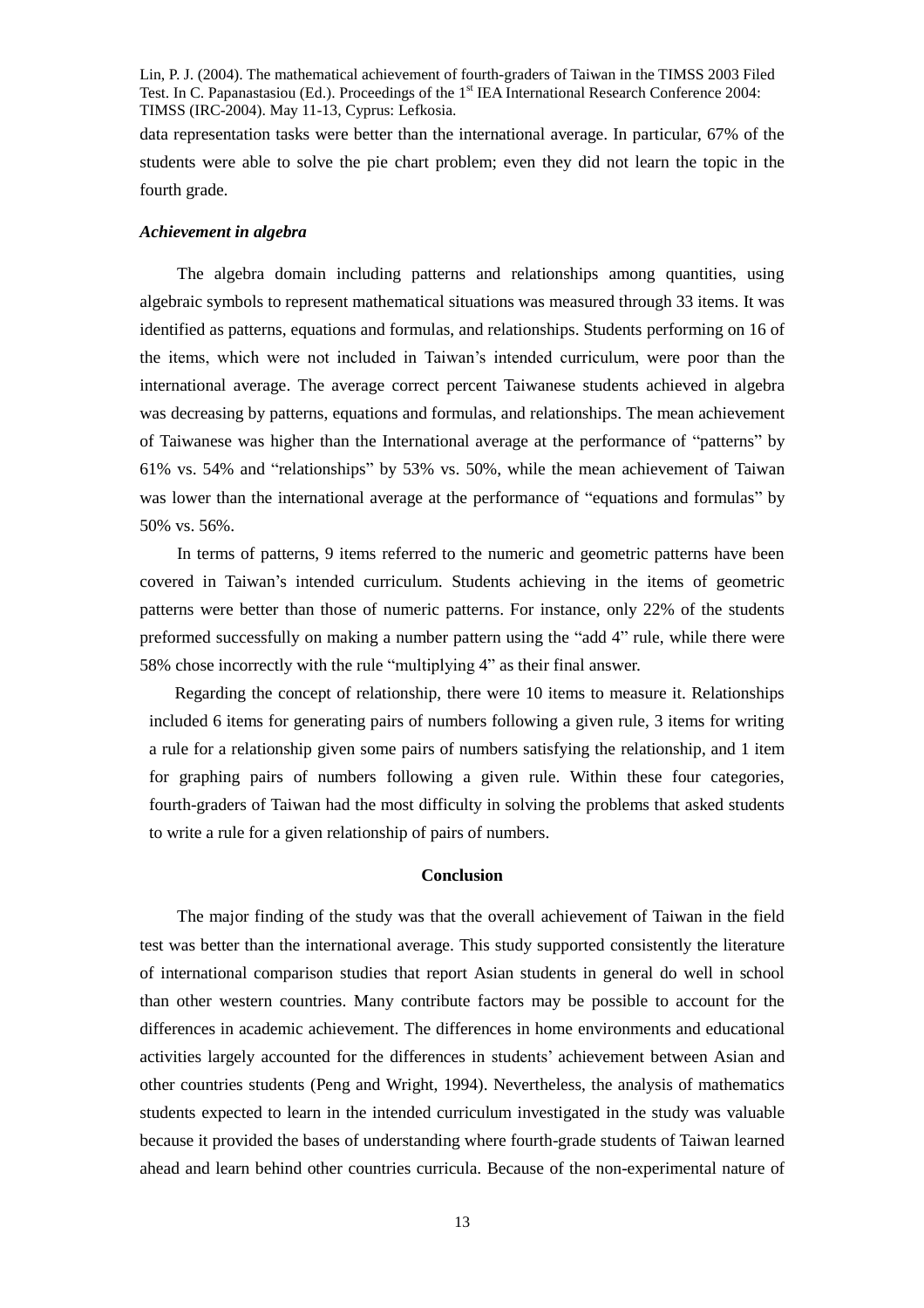data representation tasks were better than the international average. In particular, 67% of the students were able to solve the pie chart problem; even they did not learn the topic in the fourth grade.

### *Achievement in algebra*

The algebra domain including patterns and relationships among quantities, using algebraic symbols to represent mathematical situations was measured through 33 items. It was identified as patterns, equations and formulas, and relationships. Students performing on 16 of the items, which were not included in Taiwan's intended curriculum, were poor than the international average. The average correct percent Taiwanese students achieved in algebra was decreasing by patterns, equations and formulas, and relationships. The mean achievement of Taiwanese was higher than the International average at the performance of "patterns" by 61% vs. 54% and "relationships" by 53% vs. 50%, while the mean achievement of Taiwan was lower than the international average at the performance of "equations and formulas" by 50% vs. 56%.

In terms of patterns, 9 items referred to the numeric and geometric patterns have been covered in Taiwan's intended curriculum. Students achieving in the items of geometric patterns were better than those of numeric patterns. For instance, only 22% of the students preformed successfully on making a number pattern using the "add 4" rule, while there were 58% chose incorrectly with the rule "multiplying 4" as their final answer.

Regarding the concept of relationship, there were 10 items to measure it. Relationships included 6 items for generating pairs of numbers following a given rule, 3 items for writing a rule for a relationship given some pairs of numbers satisfying the relationship, and 1 item for graphing pairs of numbers following a given rule. Within these four categories, fourth-graders of Taiwan had the most difficulty in solving the problems that asked students to write a rule for a given relationship of pairs of numbers.

## Conclusion

The major finding of the study was that the overall achievement of Taiwan in the field test was better than the international average. This study supported consistently the literature of international comparison studies that report Asian students in general do well in school than other western countries. Many contribute factors may be possible to account for the differences in academic achievement. The differences in home environments and educational activities largely accounted for the differences in students' achievement between Asian and other countries students (Peng and Wright, 1994). Nevertheless, the analysis of mathematics students expected to learn in the intended curriculum investigated in the study was valuable because it provided the bases of understanding where fourth-grade students of Taiwan learned ahead and learn behind other countries curricula. Because of the non-experimental nature of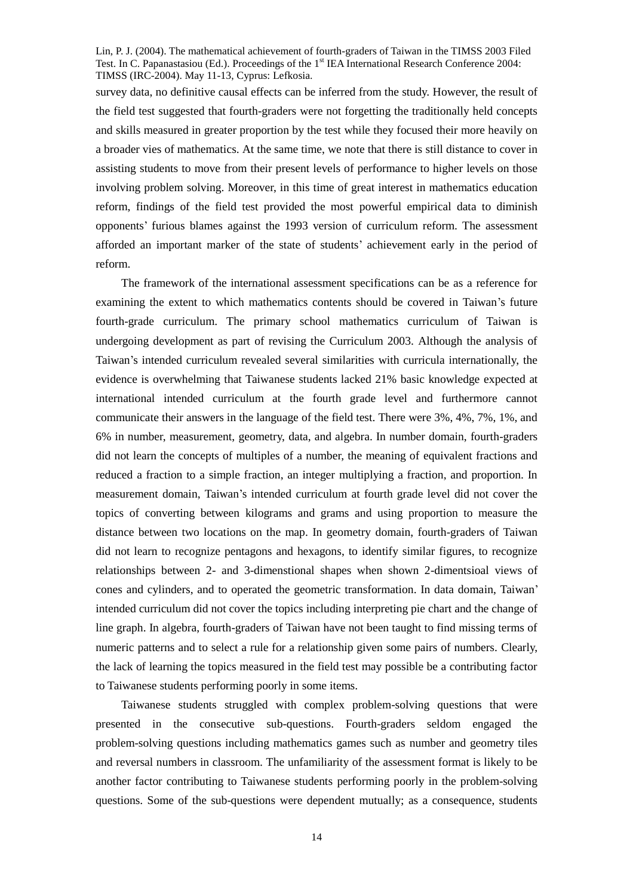survey data, no definitive causal effects can be inferred from the study. However, the result of the field test suggested that fourth-graders were not forgetting the traditionally held concepts and skills measured in greater proportion by the test while they focused their more heavily on a broader vies of mathematics. At the same time, we note that there is still distance to cover in assisting students to move from their present levels of performance to higher levels on those involving problem solving. Moreover, in this time of great interest in mathematics education reform, findings of the field test provided the most powerful empirical data to diminish opponents' furious blames against the 1993 version of curriculum reform. The assessment afforded an important marker of the state of students' achievement early in the period of reform.

The framework of the international assessment specifications can be as a reference for examining the extent to which mathematics contents should be covered in Taiwan's future fourth-grade curriculum. The primary school mathematics curriculum of Taiwan is undergoing development as part of revising the Curriculum 2003. Although the analysis of Taiwan's intended curriculum revealed several similarities with curricula internationally, the evidence is overwhelming that Taiwanese students lacked 21% basic knowledge expected at international intended curriculum at the fourth grade level and furthermore cannot communicate their answers in the language of the field test. There were 3%, 4%, 7%, 1%, and 6% in number, measurement, geometry, data, and algebra. In number domain, fourth-graders did not learn the concepts of multiples of a number, the meaning of equivalent fractions and reduced a fraction to a simple fraction, an integer multiplying a fraction, and proportion. In measurement domain, Taiwan's intended curriculum at fourth grade level did not cover the topics of converting between kilograms and grams and using proportion to measure the distance between two locations on the map. In geometry domain, fourth-graders of Taiwan did not learn to recognize pentagons and hexagons, to identify similar figures, to recognize relationships between 2- and 3-dimenstional shapes when shown 2-dimentsioal views of cones and cylinders, and to operated the geometric transformation. In data domain, Taiwan' intended curriculum did not cover the topics including interpreting pie chart and the change of line graph. In algebra, fourth-graders of Taiwan have not been taught to find missing terms of numeric patterns and to select a rule for a relationship given some pairs of numbers. Clearly, the lack of learning the topics measured in the field test may possible be a contributing factor to Taiwanese students performing poorly in some items.

Taiwanese students struggled with complex problem-solving questions that were presented in the consecutive sub-questions. Fourth-graders seldom engaged the problem-solving questions including mathematics games such as number and geometry tiles and reversal numbers in classroom. The unfamiliarity of the assessment format is likely to be another factor contributing to Taiwanese students performing poorly in the problem-solving questions. Some of the sub-questions were dependent mutually; as a consequence, students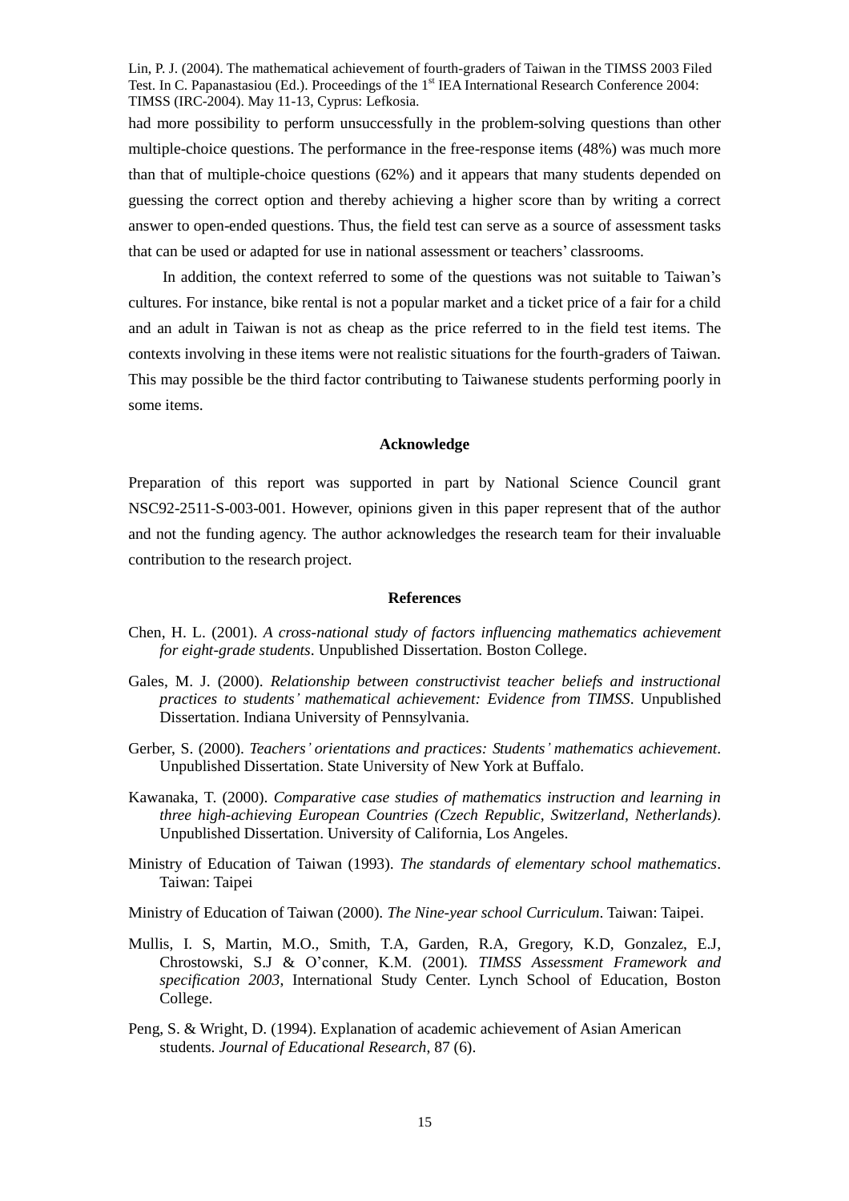had more possibility to perform unsuccessfully in the problem-solving questions than other multiple-choice questions. The performance in the free-response items (48%) was much more than that of multiple-choice questions (62%) and it appears that many students depended on guessing the correct option and thereby achieving a higher score than by writing a correct answer to open-ended questions. Thus, the field test can serve as a source of assessment tasks that can be used or adapted for use in national assessment or teachers' classrooms.

In addition, the context referred to some of the questions was not suitable to Taiwan's cultures. For instance, bike rental is not a popular market and a ticket price of a fair for a child and an adult in Taiwan is not as cheap as the price referred to in the field test items. The contexts involving in these items were not realistic situations for the fourth-graders of Taiwan. This may possible be the third factor contributing to Taiwanese students performing poorly in some items.

## Acknowledge

Preparation of this report was supported in part by National Science Council grant NSC92-2511-S-003-001. However, opinions given in this paper represent that of the author and not the funding agency. The author acknowledges the research team for their invaluable contribution to the research project.

## References

Chen, H. L. (2001). *A cross-national study of factors influencing mathematics achievement for eight-grade students*. Unpublished Dissertation. Boston College.

Gales, M. J. (2000). *Relationship between constructivist teacher beliefs and instructional practices to students' mathematical achievement: Evidence from TIMSS*. Unpublished Dissertation. Indiana University of Pennsylvania.

Gerber, S. (2000). *Teachers' orientations and practices: Students' mathematics achievement*. Unpublished Dissertation. State University of New York at Buffalo.

Kawanaka, T. (2000). *Comparative case studies of mathematics instruction and learning in three high-achieving European Countries (Czech Republic, Switzerland, Netherlands)*. Unpublished Dissertation. University of California, Los Angeles.

Ministry of Education of Taiwan (1993). *The standards of elementary school mathematics*. Taiwan: Taipei

Ministry of Education of Taiwan (2000). *The Nine-year school Curriculum*. Taiwan: Taipei.

Mullis, I. S, Martin, M.O., Smith, T.A, Garden, R.A, Gregory, K.D, Gonzalez, E.J, Chrostowski, S.J & O'conner, K.M. (2001). *TIMSS Assessment Framework and specification 2003*, International Study Center. Lynch School of Education, Boston College.

Peng, S. & Wright, D. (1994). Explanation of academic achievement of Asian American students. *Journal of Educational Research*, 87 (6).